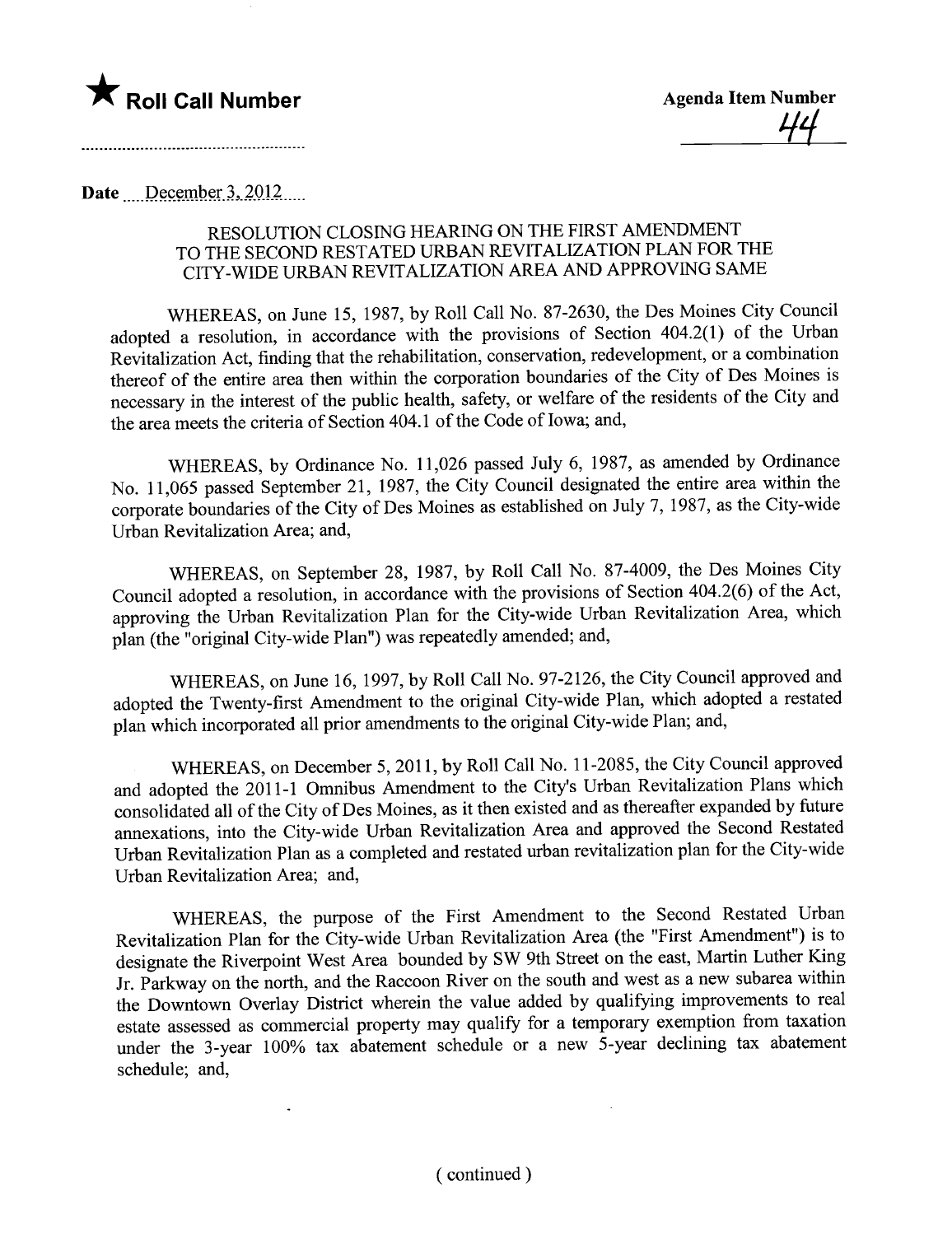★ **Roll Call Number**

**Agenda Item Number** 44

**Date** December 3, 2012

### RESOLUTION CLOSING HEARING ON THE FIRST AMENDMENT TO THE SECOND RESTATED URBAN REVITALIZATION PLAN FOR THE CITY-WIDE URBAN REVITALIZATION AREA AND APPROVING SAME

WHEREAS, on June 15, 1987, by Roll Call No. 87-2630, the Des Moines City Council adopted a resolution, in accordance with the provisions of Section 404.2(1) of the Urban Revitalization Act, finding that the rehabilitation, conservation, redevelopment, or a combination thereof of the entire area then within the corporation boundaries of the City of Des Moines is necessary in the interest of the public health, safety, or welfare of the residents of the City and the area meets the criteria of Section 404.1 of the Code of Iowa; and,

WHEREAS, by Ordinance No. 11,026 passed July 6, 1987, as amended by Ordinance No. 11,065 passed September 21, 1987, the City Council designated the entire area within the corporate boundaries of the City of Des Moines as established on July 7, 1987, as the City-wide Urban Revitalization Area; and,

WHEREAS, on September 28, 1987, by Roll Call No. 87-4009, the Des Moines City Council adopted a resolution, in accordance with the provisions of Section 404.2(6) of the Act, approving the Urban Revitalization Plan for the City-wide Urban Revitalization Area, which plan (the "original City-wide Plan") was repeatedly amended; and,

WHEREAS, on June 16, 1997, by Roll Call No. 97-2126, the City Council approved and adopted the Twenty-first Amendment to the original City-wide Plan, which adopted a restated plan which incorporated all prior amendments to the original City-wide Plan; and,

WHEREAS, on December 5, 2011, by Roll Call No. 11-2085, the City Council approved and adopted the 2011-1 Omnibus Amendment to the City's Urban Revitalization Plans which consolidated all of the City of Des Moines, as it then existed and as thereafter expanded by future annexations, into the City-wide Urban Revitalization Area and approved the Second Restated Urban Revitalization Plan as a completed and restated urban revitalization plan for the City-wide Urban Revitalization Area; and,

WHEREAS, the purpose of the First Amendment to the Second Restated Urban Revitalization Plan for the City-wide Urban Revitalization Area (the "First Amendment") is to designate the Riverpoint West Area bounded by SW 9th Street on the east, Martin Luther King Jr. Parkway on the north, and the Raccoon River on the south and west as a new subarea within the Downtown Overlay District wherein the value added by qualifying improvements to real estate assessed as commercial property may qualify for a temporary exemption from taxation under the 3-year 100% tax abatement schedule or a new 5-year declining tax abatement schedule; and,

( continued )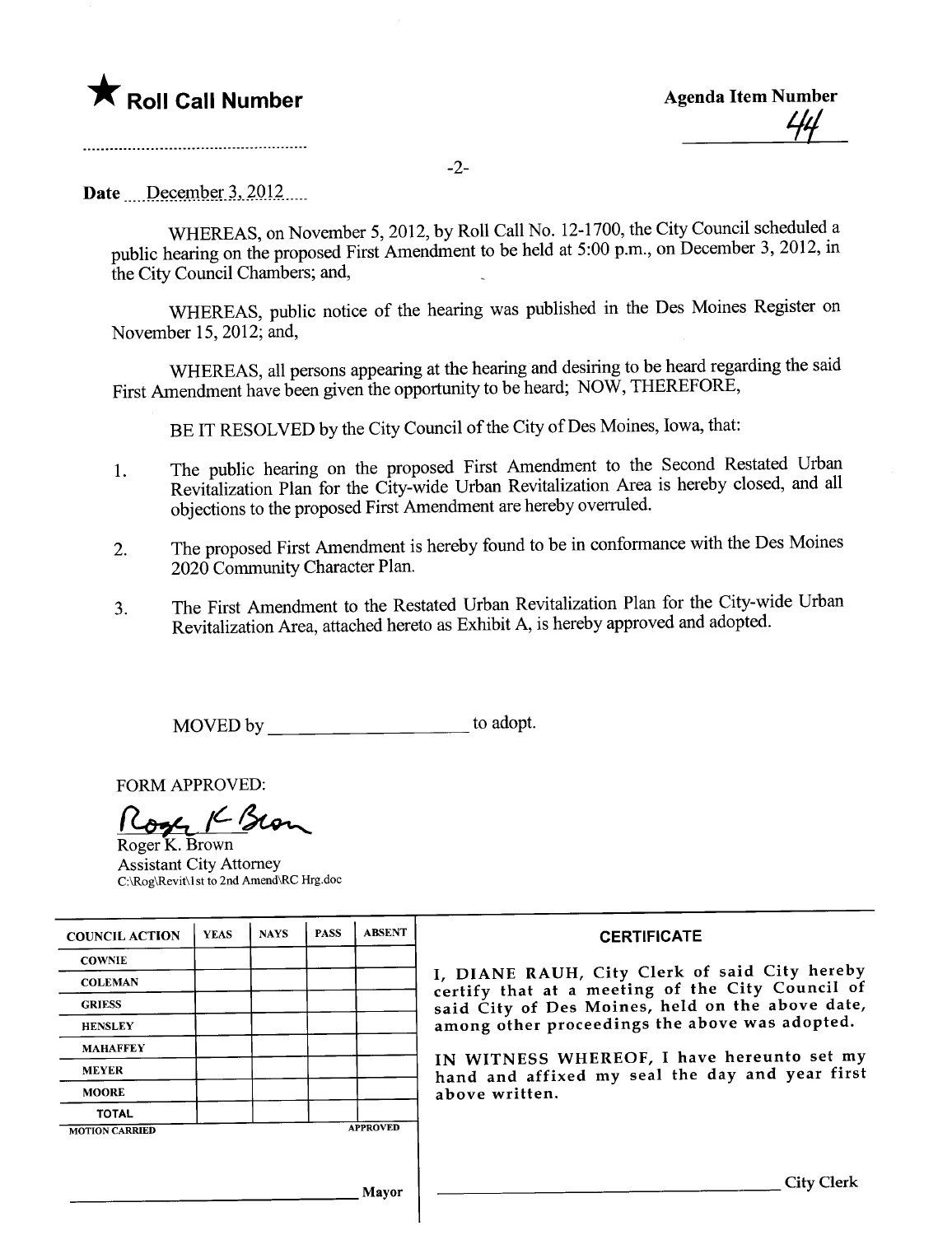★ **Roll Call Number**

**Agenda Item Number**

44

Date December 3, 2012

WHEREAS, on November 5, 2012, by Roll Call No. 12-1700, the City Council scheduled a public hearing on the proposed First Amendment to be held at 5:00 p.m., on December 3, 2012, in the City Council Chambers; and,

WHEREAS, public notice of the hearing was published in the Des Moines Register on November 15, 2012; and,

WHEREAS, all persons appearing at the hearing and desiring to be heard regarding the said First Amendment have been given the opportunity to be heard; NOW, THEREFORE,

BE IT RESOLVED by the City Council of the City of Des Moines, Iowa, that:

1. The public hearing on the proposed First Amendment to the Second Restated Urban Revitalization Plan for the City-wide Urban Revitalization Area is hereby closed, and all objections to the proposed First Amendment are hereby overruled.
2. The proposed First Amendment is hereby found to be in conformance with the Des Moines 2020 Community Character Plan.
3. The First Amendment to the Restated Urban Revitalization Plan for the City-wide Urban Revitalization Area, attached hereto as Exhibit A, is hereby approved and adopted.

MOVED by ____________________ to adopt.

FORM APPROVED:

Roger K. Brown
Roger K. Brown
Assistant City Attorney
C:\Rog\Revit\1st to 2nd Amend\RC Hrg.doc

| COUNCIL ACTION | YEAS | NAYS | PASS | ABSENT |
|---|---|---|---|---|
| COWNIE | | | | |
| COLEMAN | | | | |
| GRIESS | | | | |
| HENSLEY | | | | |
| MAHAFFEY | | | | |
| MEYER | | | | |
| MOORE | | | | |
| TOTAL | | | | |

MOTION CARRIED APPROVED

____________________ Mayor

**CERTIFICATE**

I, DIANE RAUH, City Clerk of said City hereby certify that at a meeting of the City Council of said City of Des Moines, held on the above date, among other proceedings the above was adopted.

IN WITNESS WHEREOF, I have hereunto set my hand and affixed my seal the day and year first above written.

____________________ City Clerk